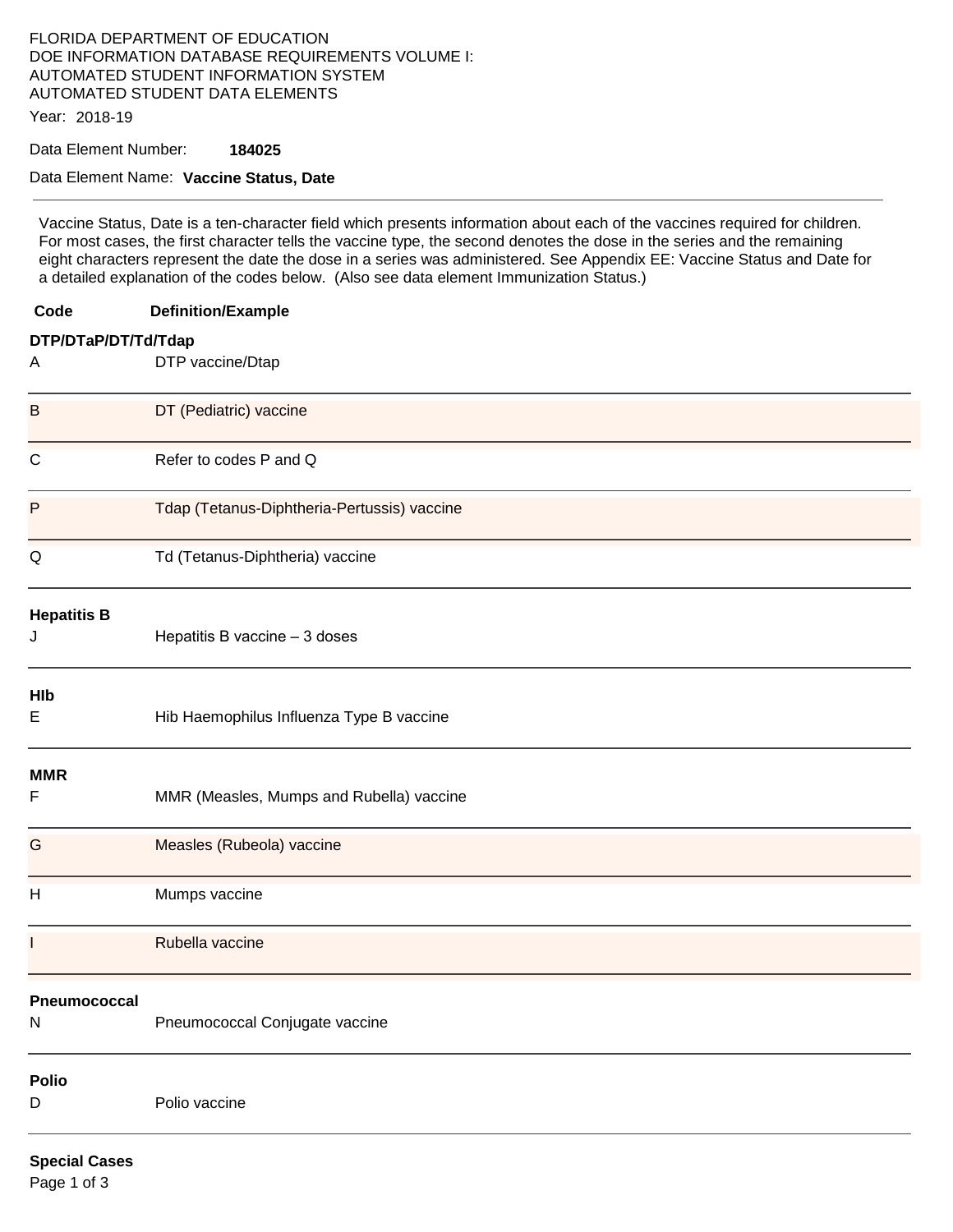FLORIDA DEPARTMENT OF EDUCATION
DOE INFORMATION DATABASE REQUIREMENTS VOLUME I:
AUTOMATED STUDENT INFORMATION SYSTEM
AUTOMATED STUDENT DATA ELEMENTS

Year: 2018-19

Data Element Number: **184025**

Data Element Name: **Vaccine Status, Date**

---

Vaccine Status, Date is a ten-character field which presents information about each of the vaccines required for children. For most cases, the first character tells the vaccine type, the second denotes the dose in the series and the remaining eight characters represent the date the dose in a series was administered. See Appendix EE: Vaccine Status and Date for a detailed explanation of the codes below. (Also see data element Immunization Status.)

| Code | Definition/Example |
|---|---|
| **DTP/DTaP/DT/Td/Tdap** | |
| A | DTP vaccine/Dtap |
| B | DT (Pediatric) vaccine |
| C | Refer to codes P and Q |
| P | Tdap (Tetanus-Diphtheria-Pertussis) vaccine |
| Q | Td (Tetanus-Diphtheria) vaccine |
| **Hepatitis B** | |
| J | Hepatitis B vaccine – 3 doses |
| **HIb** | |
| E | Hib Haemophilus Influenza Type B vaccine |
| **MMR** | |
| F | MMR (Measles, Mumps and Rubella) vaccine |
| G | Measles (Rubeola) vaccine |
| H | Mumps vaccine |
| I | Rubella vaccine |
| **Pneumococcal** | |
| N | Pneumococcal Conjugate vaccine |
| **Polio** | |
| D | Polio vaccine |

**Special Cases**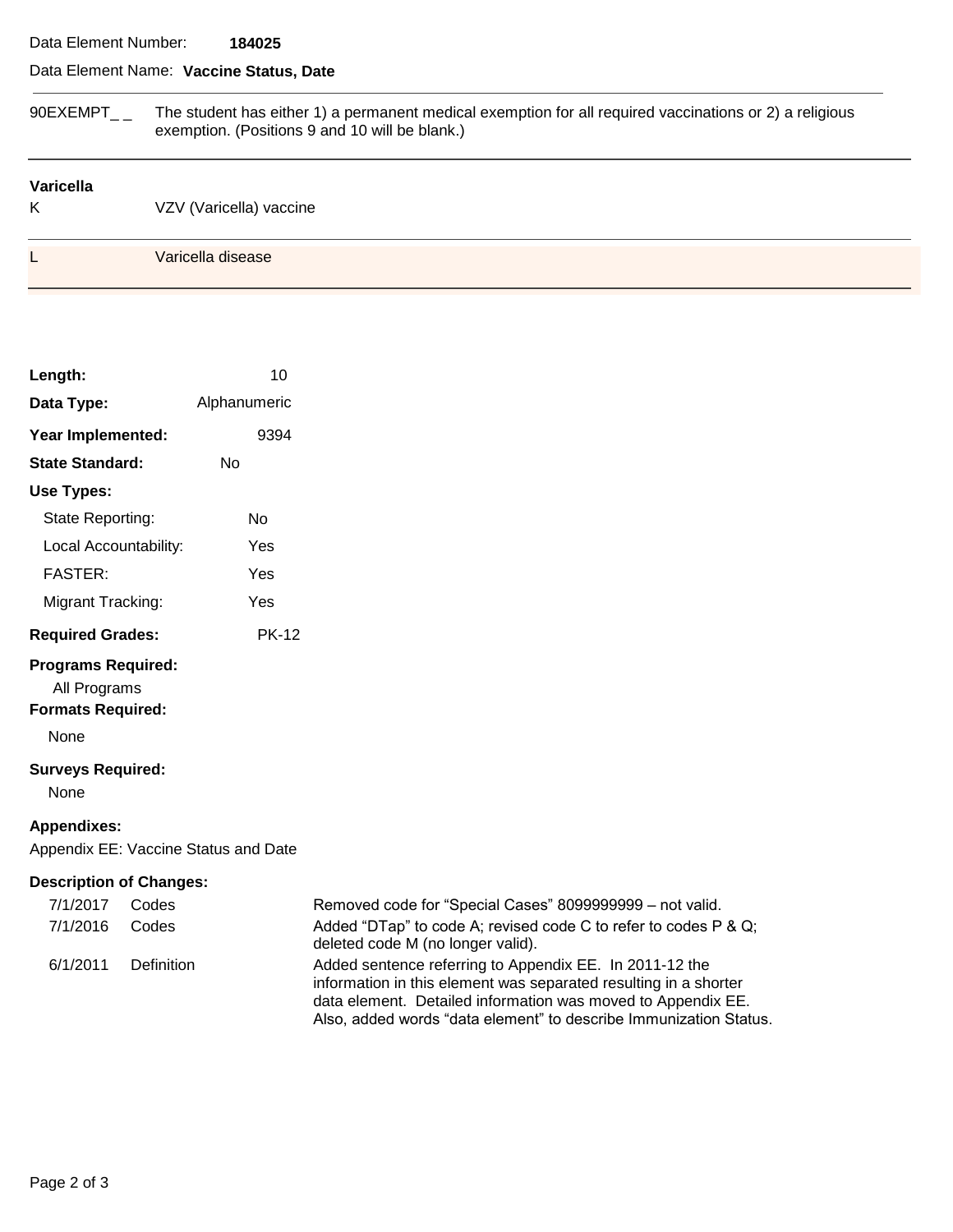Data Element Number: **184025**

Data Element Name: **Vaccine Status, Date**

| | |
|---|---|
| 90EXEMPT_ _ | The student has either 1) a permanent medical exemption for all required vaccinations or 2) a religious exemption. (Positions 9 and 10 will be blank.) |

**Varicella**

| | |
|---|---|
| K | VZV (Varicella) vaccine |
| L | Varicella disease |

**Length:** 10

**Data Type:** Alphanumeric

**Year Implemented:** 9394

**State Standard:** No

**Use Types:**

- State Reporting: No
- Local Accountability: Yes
- FASTER: Yes
- Migrant Tracking: Yes

**Required Grades:** PK-12

**Programs Required:**

All Programs

**Formats Required:**

None

**Surveys Required:**

None

**Appendixes:**

Appendix EE: Vaccine Status and Date

**Description of Changes:**

| | | |
|---|---|---|
| 7/1/2017 | Codes | Removed code for "Special Cases" 8099999999 – not valid. |
| 7/1/2016 | Codes | Added "DTap" to code A; revised code C to refer to codes P & Q; deleted code M (no longer valid). |
| 6/1/2011 | Definition | Added sentence referring to Appendix EE. In 2011-12 the information in this element was separated resulting in a shorter data element. Detailed information was moved to Appendix EE. Also, added words "data element" to describe Immunization Status. |